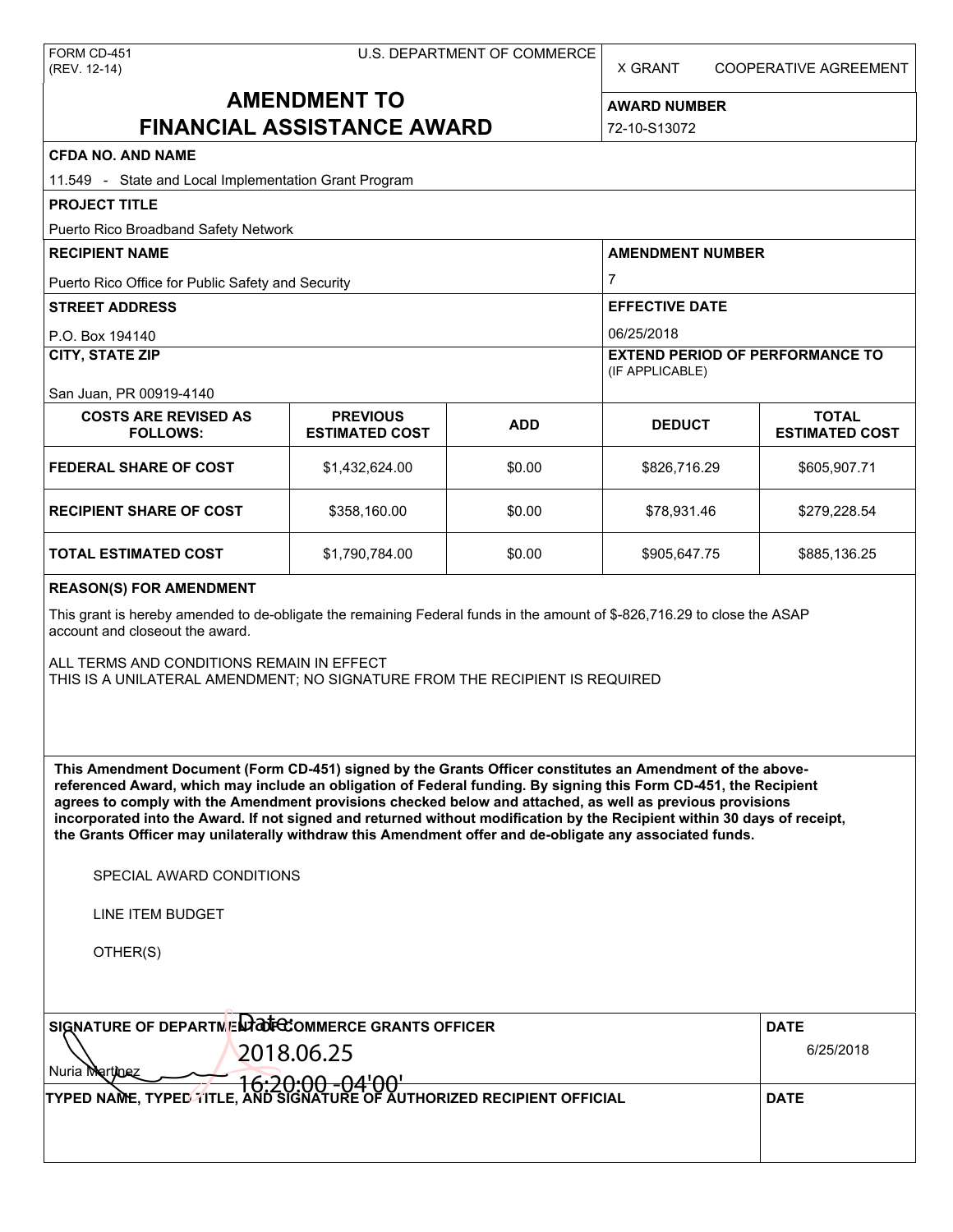FORM CD-451
(REV. 12-14)

U.S. DEPARTMENT OF COMMERCE

X GRANT    COOPERATIVE AGREEMENT

# AMENDMENT TO FINANCIAL ASSISTANCE AWARD

**AWARD NUMBER**
72-10-S13072

**CFDA NO. AND NAME**
11.549 - State and Local Implementation Grant Program

**PROJECT TITLE**
Puerto Rico Broadband Safety Network

**RECIPIENT NAME**
Puerto Rico Office for Public Safety and Security

**AMENDMENT NUMBER**
7

**STREET ADDRESS**
P.O. Box 194140

**EFFECTIVE DATE**
06/25/2018

**CITY, STATE ZIP**
San Juan, PR 00919-4140

**EXTEND PERIOD OF PERFORMANCE TO** (IF APPLICABLE)

| COSTS ARE REVISED AS FOLLOWS: | PREVIOUS ESTIMATED COST | ADD | DEDUCT | TOTAL ESTIMATED COST |
|---|---|---|---|---|
| FEDERAL SHARE OF COST | $1,432,624.00 | $0.00 | $826,716.29 | $605,907.71 |
| RECIPIENT SHARE OF COST | $358,160.00 | $0.00 | $78,931.46 | $279,228.54 |
| TOTAL ESTIMATED COST | $1,790,784.00 | $0.00 | $905,647.75 | $885,136.25 |

**REASON(S) FOR AMENDMENT**

This grant is hereby amended to de-obligate the remaining Federal funds in the amount of $-826,716.29 to close the ASAP account and closeout the award.

ALL TERMS AND CONDITIONS REMAIN IN EFFECT
THIS IS A UNILATERAL AMENDMENT; NO SIGNATURE FROM THE RECIPIENT IS REQUIRED

**This Amendment Document (Form CD-451) signed by the Grants Officer constitutes an Amendment of the above-referenced Award, which may include an obligation of Federal funding. By signing this Form CD-451, the Recipient agrees to comply with the Amendment provisions checked below and attached, as well as previous provisions incorporated into the Award. If not signed and returned without modification by the Recipient within 30 days of receipt, the Grants Officer may unilaterally withdraw this Amendment offer and de-obligate any associated funds.**

SPECIAL AWARD CONDITIONS

LINE ITEM BUDGET

OTHER(S)

**SIGNATURE OF DEPARTMENT OF COMMERCE GRANTS OFFICER**
Nuria Martinez
Date: 2018.06.25 16:20:00 -04'00'

**DATE**
6/25/2018

**TYPED NAME, TYPED TITLE, AND SIGNATURE OF AUTHORIZED RECIPIENT OFFICIAL**

**DATE**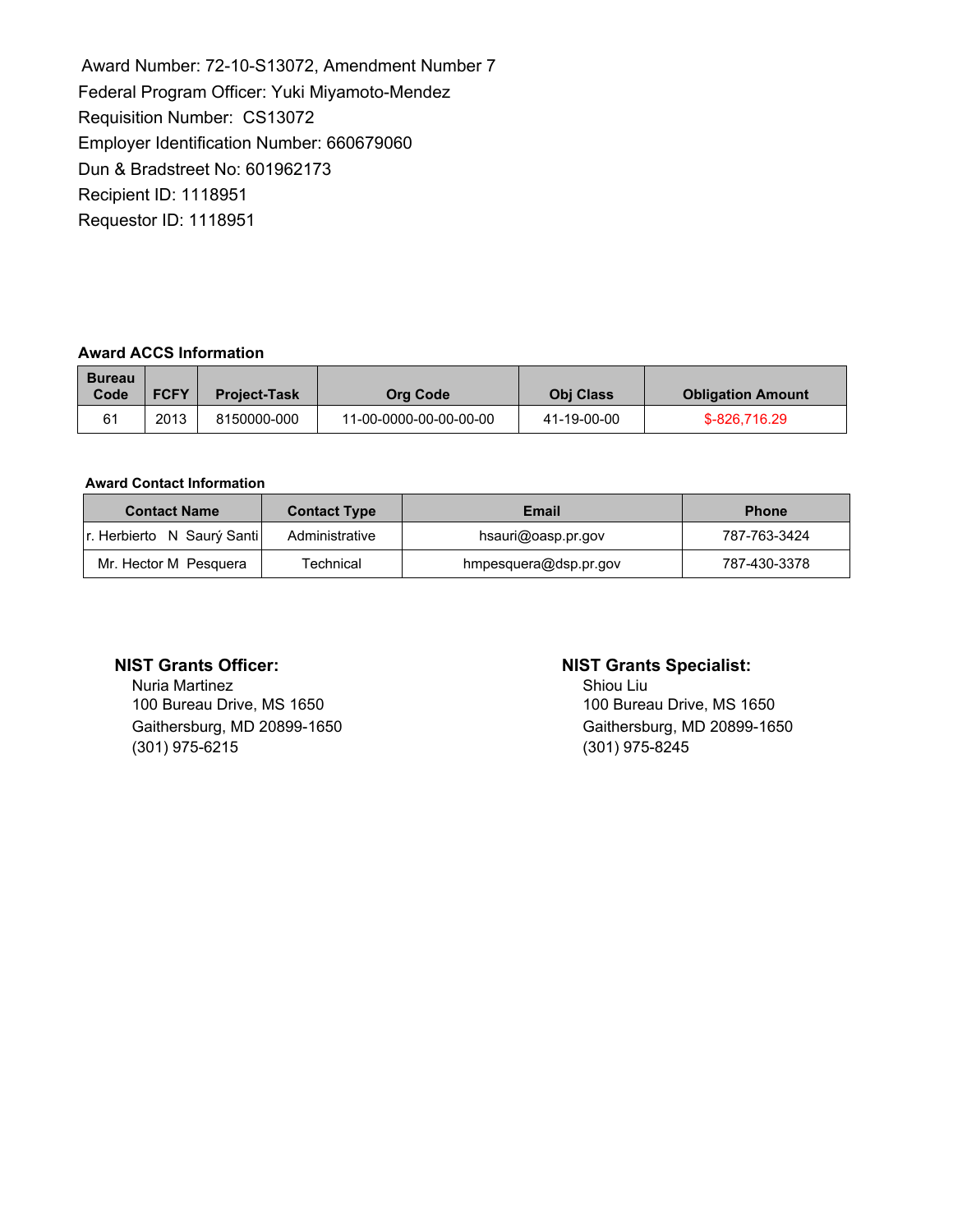Award Number: 72-10-S13072, Amendment Number 7
Federal Program Officer: Yuki Miyamoto-Mendez
Requisition Number: CS13072
Employer Identification Number: 660679060
Dun & Bradstreet No: 601962173
Recipient ID: 1118951
Requestor ID: 1118951

**Award ACCS Information**

| Bureau Code | FCFY | Project-Task | Org Code | Obj Class | Obligation Amount |
| --- | --- | --- | --- | --- | --- |
| 61 | 2013 | 8150000-000 | 11-00-0000-00-00-00-00 | 41-19-00-00 | $-826,716.29 |

**Award Contact Information**

| Contact Name | Contact Type | Email | Phone |
| --- | --- | --- | --- |
| r. Herbierto N Saurý Santi | Administrative | hsauri@oasp.pr.gov | 787-763-3424 |
| Mr. Hector M Pesquera | Technical | hmpesquera@dsp.pr.gov | 787-430-3378 |

**NIST Grants Officer:**
Nuria Martinez
100 Bureau Drive, MS 1650
Gaithersburg, MD 20899-1650
(301) 975-6215

**NIST Grants Specialist:**
Shiou Liu
100 Bureau Drive, MS 1650
Gaithersburg, MD 20899-1650
(301) 975-8245